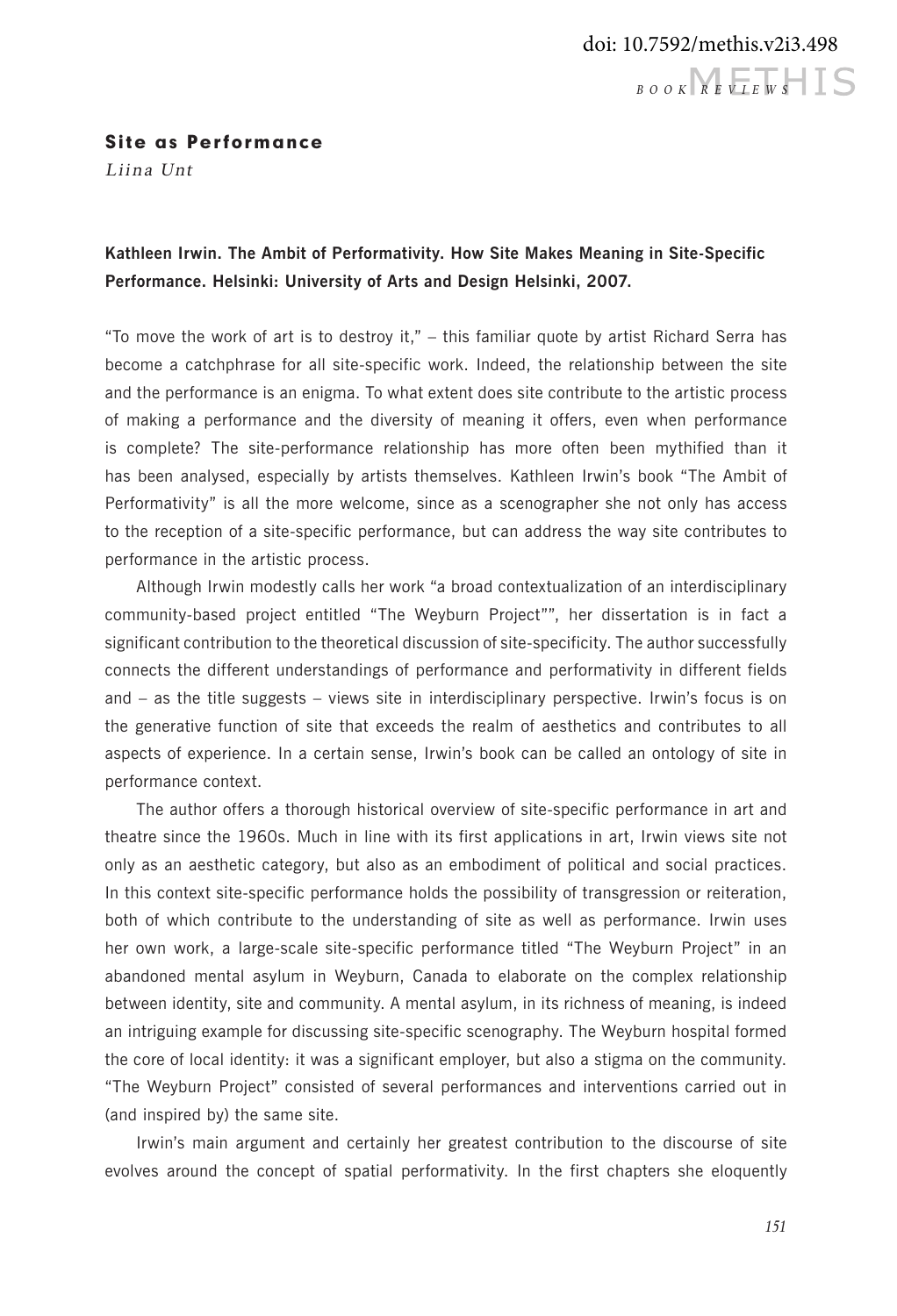## Site as Performance

*Liina Unt*

**Kathleen Irwin. The Ambit of Performativity. How Site Makes Meaning in Site-Specific Performance. Helsinki: University of Arts and Design Helsinki, 2007.**

"To move the work of art is to destroy it," – this familiar quote by artist Richard Serra has become a catchphrase for all site-specific work. Indeed, the relationship between the site and the performance is an enigma. To what extent does site contribute to the artistic process of making a performance and the diversity of meaning it offers, even when performance is complete? The site-performance relationship has more often been mythified than it has been analysed, especially by artists themselves. Kathleen Irwin's book "The Ambit of Performativity" is all the more welcome, since as a scenographer she not only has access to the reception of a site-specific performance, but can address the way site contributes to performance in the artistic process.

Although Irwin modestly calls her work "a broad contextualization of an interdisciplinary community-based project entitled "The Weyburn Project"", her dissertation is in fact a significant contribution to the theoretical discussion of site-specificity. The author successfully connects the different understandings of performance and performativity in different fields and – as the title suggests – views site in interdisciplinary perspective. Irwin's focus is on the generative function of site that exceeds the realm of aesthetics and contributes to all aspects of experience. In a certain sense, Irwin's book can be called an ontology of site in performance context.

The author offers a thorough historical overview of site-specific performance in art and theatre since the 1960s. Much in line with its first applications in art, Irwin views site not only as an aesthetic category, but also as an embodiment of political and social practices. In this context site-specific performance holds the possibility of transgression or reiteration, both of which contribute to the understanding of site as well as performance. Irwin uses her own work, a large-scale site-specific performance titled "The Weyburn Project" in an abandoned mental asylum in Weyburn, Canada to elaborate on the complex relationship between identity, site and community. A mental asylum, in its richness of meaning, is indeed an intriguing example for discussing site-specific scenography. The Weyburn hospital formed the core of local identity: it was a significant employer, but also a stigma on the community. "The Weyburn Project" consisted of several performances and interventions carried out in (and inspired by) the same site.

Irwin's main argument and certainly her greatest contribution to the discourse of site evolves around the concept of spatial performativity. In the first chapters she eloquently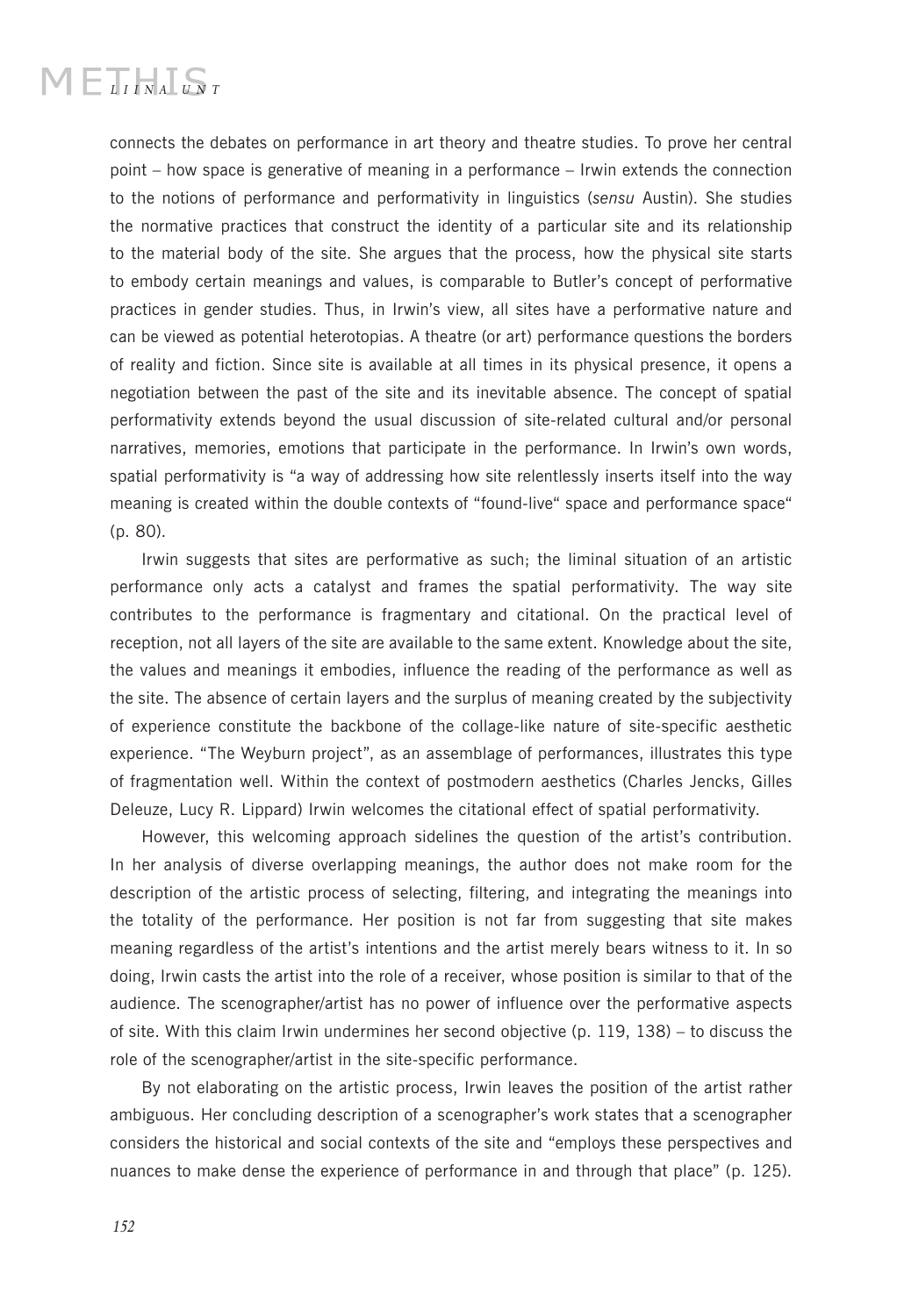connects the debates on performance in art theory and theatre studies. To prove her central point – how space is generative of meaning in a performance – Irwin extends the connection to the notions of performance and performativity in linguistics (*sensu* Austin). She studies the normative practices that construct the identity of a particular site and its relationship to the material body of the site. She argues that the process, how the physical site starts to embody certain meanings and values, is comparable to Butler's concept of performative practices in gender studies. Thus, in Irwin's view, all sites have a performative nature and can be viewed as potential heterotopias. A theatre (or art) performance questions the borders of reality and fiction. Since site is available at all times in its physical presence, it opens a negotiation between the past of the site and its inevitable absence. The concept of spatial performativity extends beyond the usual discussion of site-related cultural and/or personal narratives, memories, emotions that participate in the performance. In Irwin's own words, spatial performativity is "a way of addressing how site relentlessly inserts itself into the way meaning is created within the double contexts of "found-live" space and performance space" (p. 80).

Irwin suggests that sites are performative as such; the liminal situation of an artistic performance only acts a catalyst and frames the spatial performativity. The way site contributes to the performance is fragmentary and citational. On the practical level of reception, not all layers of the site are available to the same extent. Knowledge about the site, the values and meanings it embodies, influence the reading of the performance as well as the site. The absence of certain layers and the surplus of meaning created by the subjectivity of experience constitute the backbone of the collage-like nature of site-specific aesthetic experience. "The Weyburn project", as an assemblage of performances, illustrates this type of fragmentation well. Within the context of postmodern aesthetics (Charles Jencks, Gilles Deleuze, Lucy R. Lippard) Irwin welcomes the citational effect of spatial performativity.

However, this welcoming approach sidelines the question of the artist's contribution. In her analysis of diverse overlapping meanings, the author does not make room for the description of the artistic process of selecting, filtering, and integrating the meanings into the totality of the performance. Her position is not far from suggesting that site makes meaning regardless of the artist's intentions and the artist merely bears witness to it. In so doing, Irwin casts the artist into the role of a receiver, whose position is similar to that of the audience. The scenographer/artist has no power of influence over the performative aspects of site. With this claim Irwin undermines her second objective (p. 119, 138) – to discuss the role of the scenographer/artist in the site-specific performance.

By not elaborating on the artistic process, Irwin leaves the position of the artist rather ambiguous. Her concluding description of a scenographer's work states that a scenographer considers the historical and social contexts of the site and "employs these perspectives and nuances to make dense the experience of performance in and through that place" (p. 125).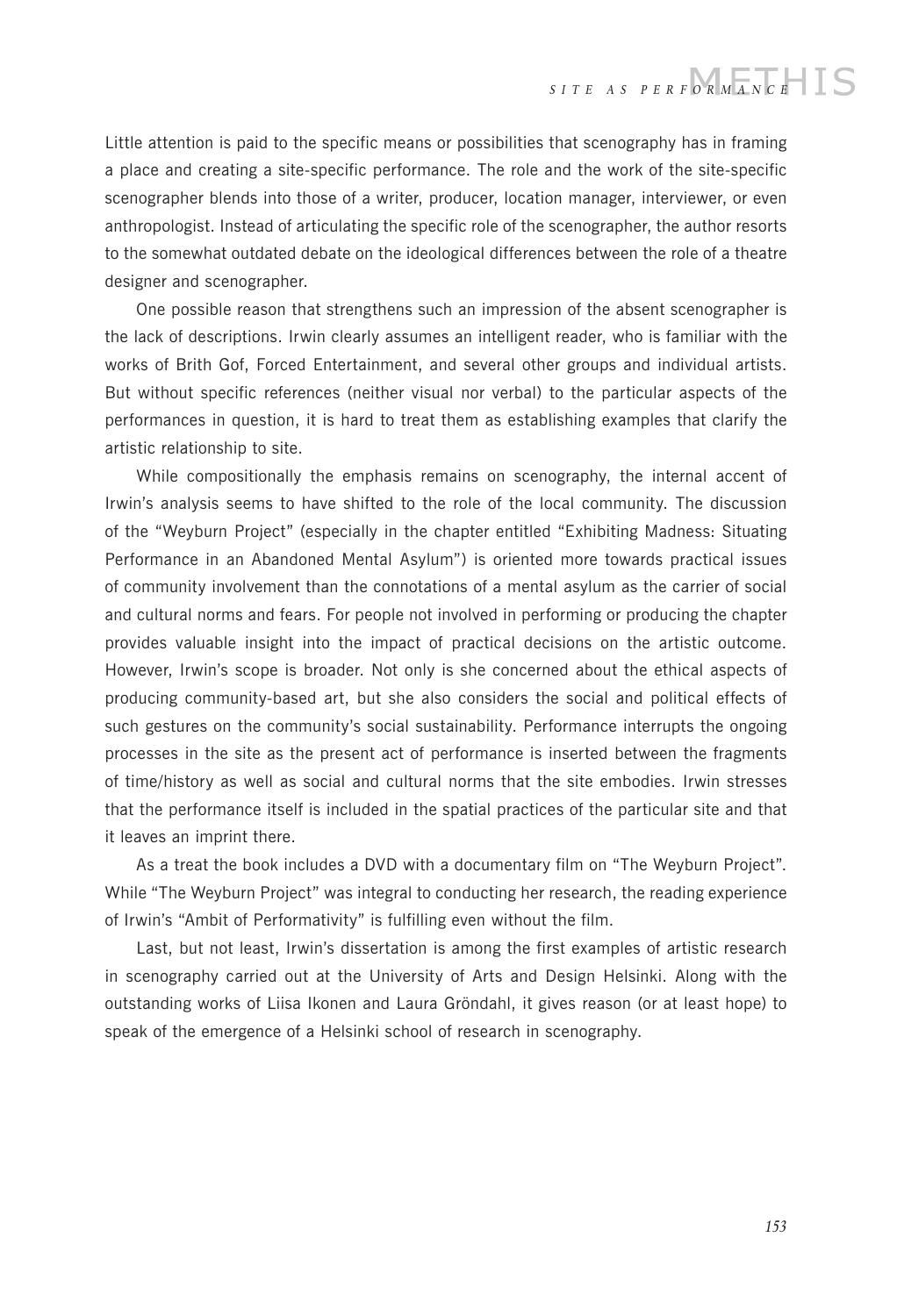Little attention is paid to the specific means or possibilities that scenography has in framing a place and creating a site-specific performance. The role and the work of the site-specific scenographer blends into those of a writer, producer, location manager, interviewer, or even anthropologist. Instead of articulating the specific role of the scenographer, the author resorts to the somewhat outdated debate on the ideological differences between the role of a theatre designer and scenographer.

One possible reason that strengthens such an impression of the absent scenographer is the lack of descriptions. Irwin clearly assumes an intelligent reader, who is familiar with the works of Brith Gof, Forced Entertainment, and several other groups and individual artists. But without specific references (neither visual nor verbal) to the particular aspects of the performances in question, it is hard to treat them as establishing examples that clarify the artistic relationship to site.

While compositionally the emphasis remains on scenography, the internal accent of Irwin's analysis seems to have shifted to the role of the local community. The discussion of the "Weyburn Project" (especially in the chapter entitled "Exhibiting Madness: Situating Performance in an Abandoned Mental Asylum") is oriented more towards practical issues of community involvement than the connotations of a mental asylum as the carrier of social and cultural norms and fears. For people not involved in performing or producing the chapter provides valuable insight into the impact of practical decisions on the artistic outcome. However, Irwin's scope is broader. Not only is she concerned about the ethical aspects of producing community-based art, but she also considers the social and political effects of such gestures on the community's social sustainability. Performance interrupts the ongoing processes in the site as the present act of performance is inserted between the fragments of time/history as well as social and cultural norms that the site embodies. Irwin stresses that the performance itself is included in the spatial practices of the particular site and that it leaves an imprint there.

As a treat the book includes a DVD with a documentary film on "The Weyburn Project". While "The Weyburn Project" was integral to conducting her research, the reading experience of Irwin's "Ambit of Performativity" is fulfilling even without the film.

Last, but not least, Irwin's dissertation is among the first examples of artistic research in scenography carried out at the University of Arts and Design Helsinki. Along with the outstanding works of Liisa Ikonen and Laura Gröndahl, it gives reason (or at least hope) to speak of the emergence of a Helsinki school of research in scenography.